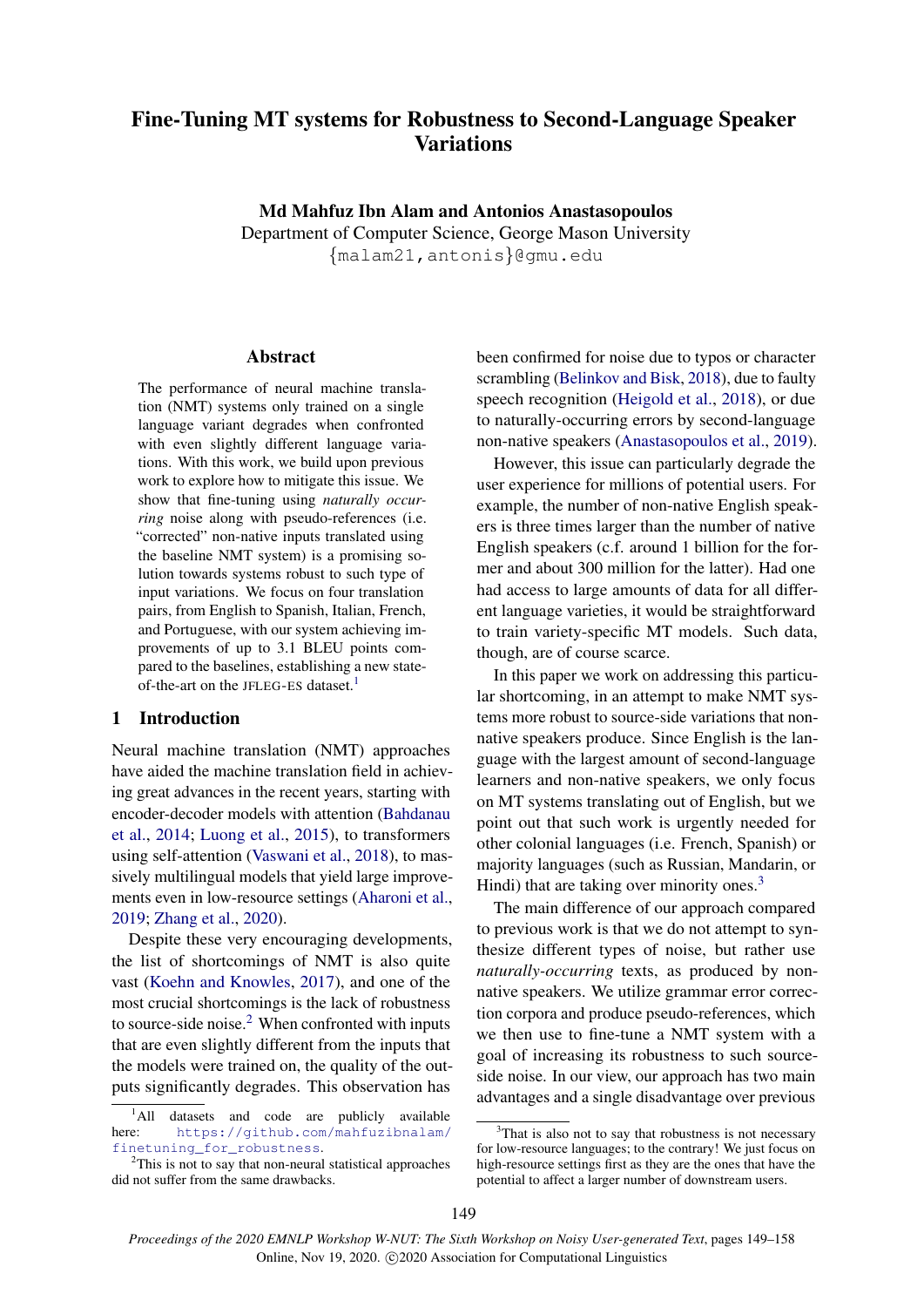# Fine-Tuning MT systems for Robustness to Second-Language Speaker Variations

**Md Mahfuz Ibn Alam and Antonios Anastasopoulos**
Department of Computer Science, George Mason University
{malam21,antonis}@gmu.edu

## Abstract

The performance of neural machine translation (NMT) systems only trained on a single language variant degrades when confronted with even slightly different language variations. With this work, we build upon previous work to explore how to mitigate this issue. We show that fine-tuning using *naturally occurring* noise along with pseudo-references (i.e. "corrected" non-native inputs translated using the baseline NMT system) is a promising solution towards systems robust to such type of input variations. We focus on four translation pairs, from English to Spanish, Italian, French, and Portuguese, with our system achieving improvements of up to 3.1 BLEU points compared to the baselines, establishing a new state-of-the-art on the JFLEG-ES dataset.[1]

## 1 Introduction

Neural machine translation (NMT) approaches have aided the machine translation field in achieving great advances in the recent years, starting with encoder-decoder models with attention (Bahdanau et al., 2014; Luong et al., 2015), to transformers using self-attention (Vaswani et al., 2018), to massively multilingual models that yield large improvements even in low-resource settings (Aharoni et al., 2019; Zhang et al., 2020).

Despite these very encouraging developments, the list of shortcomings of NMT is also quite vast (Koehn and Knowles, 2017), and one of the most crucial shortcomings is the lack of robustness to source-side noise.[2] When confronted with inputs that are even slightly different from the inputs that the models were trained on, the quality of the outputs significantly degrades. This observation has been confirmed for noise due to typos or character scrambling (Belinkov and Bisk, 2018), due to faulty speech recognition (Heigold et al., 2018), or due to naturally-occurring errors by second-language non-native speakers (Anastasopoulos et al., 2019).

However, this issue can particularly degrade the user experience for millions of potential users. For example, the number of non-native English speakers is three times larger than the number of native English speakers (c.f. around 1 billion for the former and about 300 million for the latter). Had one had access to large amounts of data for all different language varieties, it would be straightforward to train variety-specific MT models. Such data, though, are of course scarce.

In this paper we work on addressing this particular shortcoming, in an attempt to make NMT systems more robust to source-side variations that non-native speakers produce. Since English is the language with the largest amount of second-language learners and non-native speakers, we only focus on MT systems translating out of English, but we point out that such work is urgently needed for other colonial languages (i.e. French, Spanish) or majority languages (such as Russian, Mandarin, or Hindi) that are taking over minority ones.[3]

The main difference of our approach compared to previous work is that we do not attempt to synthesize different types of noise, but rather use *naturally-occurring* texts, as produced by non-native speakers. We utilize grammar error correction corpora and produce pseudo-references, which we then use to fine-tune a NMT system with a goal of increasing its robustness to such source-side noise. In our view, our approach has two main advantages and a single disadvantage over previous

---

[1] All datasets and code are publicly available here: https://github.com/mahfuzibnalam/finetuning_for_robustness.

[2] This is not to say that non-neural statistical approaches did not suffer from the same drawbacks.

[3] That is also not to say that robustness is not necessary for low-resource languages; to the contrary! We just focus on high-resource settings first as they are the ones that have the potential to affect a larger number of downstream users.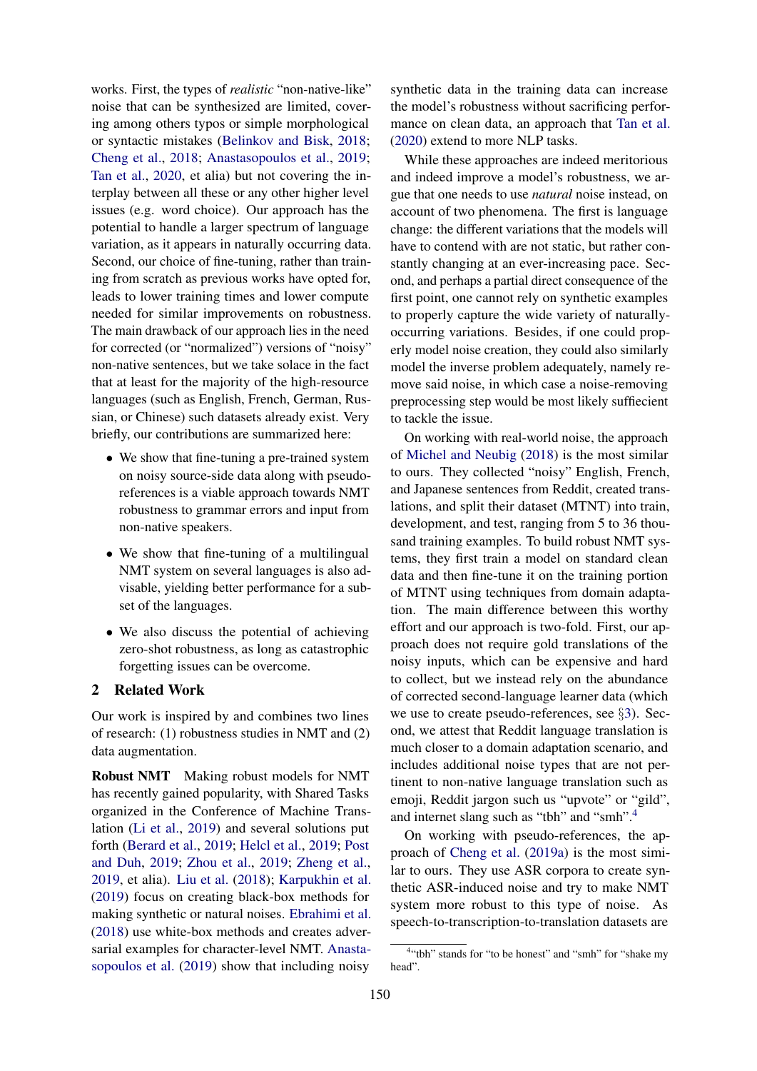works. First, the types of *realistic* "non-native-like" noise that can be synthesized are limited, covering among others typos or simple morphological or syntactic mistakes (Belinkov and Bisk, 2018; Cheng et al., 2018; Anastasopoulos et al., 2019; Tan et al., 2020, et alia) but not covering the interplay between all these or any other higher level issues (e.g. word choice). Our approach has the potential to handle a larger spectrum of language variation, as it appears in naturally occurring data. Second, our choice of fine-tuning, rather than training from scratch as previous works have opted for, leads to lower training times and lower compute needed for similar improvements on robustness. The main drawback of our approach lies in the need for corrected (or "normalized") versions of "noisy" non-native sentences, but we take solace in the fact that at least for the majority of the high-resource languages (such as English, French, German, Russian, or Chinese) such datasets already exist. Very briefly, our contributions are summarized here:

- We show that fine-tuning a pre-trained system on noisy source-side data along with pseudo-references is a viable approach towards NMT robustness to grammar errors and input from non-native speakers.
- We show that fine-tuning of a multilingual NMT system on several languages is also advisable, yielding better performance for a subset of the languages.
- We also discuss the potential of achieving zero-shot robustness, as long as catastrophic forgetting issues can be overcome.

## 2 Related Work

Our work is inspired by and combines two lines of research: (1) robustness studies in NMT and (2) data augmentation.

**Robust NMT** Making robust models for NMT has recently gained popularity, with Shared Tasks organized in the Conference of Machine Translation (Li et al., 2019) and several solutions put forth (Berard et al., 2019; Helcl et al., 2019; Post and Duh, 2019; Zhou et al., 2019; Zheng et al., 2019, et alia). Liu et al. (2018); Karpukhin et al. (2019) focus on creating black-box methods for making synthetic or natural noises. Ebrahimi et al. (2018) use white-box methods and creates adversarial examples for character-level NMT. Anastasopoulos et al. (2019) show that including noisy synthetic data in the training data can increase the model's robustness without sacrificing performance on clean data, an approach that Tan et al. (2020) extend to more NLP tasks.

While these approaches are indeed meritorious and indeed improve a model's robustness, we argue that one needs to use *natural* noise instead, on account of two phenomena. The first is language change: the different variations that the models will have to contend with are not static, but rather constantly changing at an ever-increasing pace. Second, and perhaps a partial direct consequence of the first point, one cannot rely on synthetic examples to properly capture the wide variety of naturally-occurring variations. Besides, if one could properly model noise creation, they could also similarly model the inverse problem adequately, namely remove said noise, in which case a noise-removing preprocessing step would be most likely suffiecient to tackle the issue.

On working with real-world noise, the approach of Michel and Neubig (2018) is the most similar to ours. They collected "noisy" English, French, and Japanese sentences from Reddit, created translations, and split their dataset (MTNT) into train, development, and test, ranging from 5 to 36 thousand training examples. To build robust NMT systems, they first train a model on standard clean data and then fine-tune it on the training portion of MTNT using techniques from domain adaptation. The main difference between this worthy effort and our approach is two-fold. First, our approach does not require gold translations of the noisy inputs, which can be expensive and hard to collect, but we instead rely on the abundance of corrected second-language learner data (which we use to create pseudo-references, see §3). Second, we attest that Reddit language translation is much closer to a domain adaptation scenario, and includes additional noise types that are not pertinent to non-native language translation such as emoji, Reddit jargon such us "upvote" or "gild", and internet slang such as "tbh" and "smh".[4]

On working with pseudo-references, the approach of Cheng et al. (2019a) is the most similar to ours. They use ASR corpora to create synthetic ASR-induced noise and try to make NMT system more robust to this type of noise. As speech-to-transcription-to-translation datasets are

[4] "tbh" stands for "to be honest" and "smh" for "shake my head".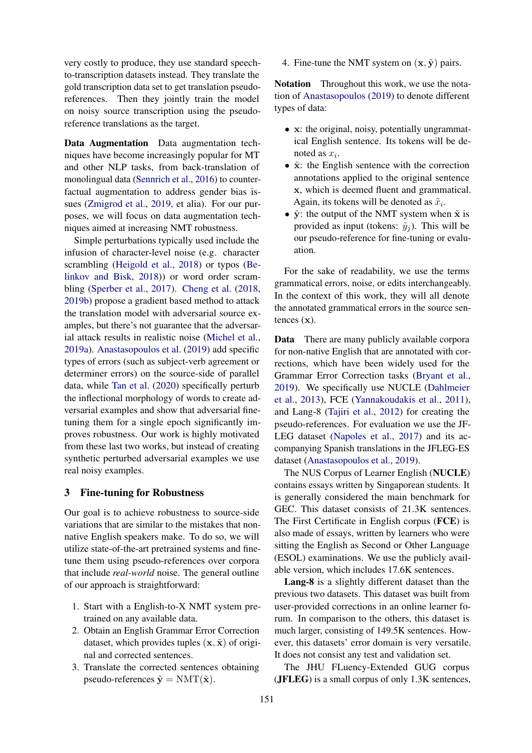very costly to produce, they use standard speech-to-transcription datasets instead. They translate the gold transcription data set to get translation pseudo-references. Then they jointly train the model on noisy source transcription using the pseudo-reference translations as the target.

**Data Augmentation** Data augmentation techniques have become increasingly popular for MT and other NLP tasks, from back-translation of monolingual data (Sennrich et al., 2016) to counterfactual augmentation to address gender bias issues (Zmigrod et al., 2019, et alia). For our purposes, we will focus on data augmentation techniques aimed at increasing NMT robustness.

Simple perturbations typically used include the infusion of character-level noise (e.g. character scrambling (Heigold et al., 2018) or typos (Belinkov and Bisk, 2018)) or word order scrambling (Sperber et al., 2017). Cheng et al. (2018, 2019b) propose a gradient based method to attack the translation model with adversarial source examples, but there's not guarantee that the adversarial attack results in realistic noise (Michel et al., 2019a). Anastasopoulos et al. (2019) add specific types of errors (such as subject-verb agreement or determiner errors) on the source-side of parallel data, while Tan et al. (2020) specifically perturb the inflectional morphology of words to create adversarial examples and show that adversarial fine-tuning them for a single epoch significantly improves robustness. Our work is highly motivated from these last two works, but instead of creating synthetic perturbed adversarial examples we use real noisy examples.

## 3 Fine-tuning for Robustness

Our goal is to achieve robustness to source-side variations that are similar to the mistakes that non-native English speakers make. To do so, we will utilize state-of-the-art pretrained systems and fine-tune them using pseudo-references over corpora that include *real-world* noise. The general outline of our approach is straightforward:

1. Start with a English-to-X NMT system pretrained on any available data.
2. Obtain an English Grammar Error Correction dataset, which provides tuples $(\mathbf{x}, \tilde{\mathbf{x}})$ of original and corrected sentences.
3. Translate the corrected sentences obtaining pseudo-references $\tilde{\mathbf{y}} = \mathrm{NMT}(\tilde{\mathbf{x}})$.
4. Fine-tune the NMT system on $(\mathbf{x}, \tilde{\mathbf{y}})$ pairs.

**Notation** Throughout this work, we use the notation of Anastasopoulos (2019) to denote different types of data:

- $\mathbf{x}$: the original, noisy, potentially ungrammatical English sentence. Its tokens will be denoted as $x_i$.
- $\tilde{\mathbf{x}}$: the English sentence with the correction annotations applied to the original sentence $\mathbf{x}$, which is deemed fluent and grammatical. Again, its tokens will be denoted as $\tilde{x}_i$.
- $\tilde{\mathbf{y}}$: the output of the NMT system when $\tilde{\mathbf{x}}$ is provided as input (tokens: $\tilde{y}_j$). This will be our pseudo-reference for fine-tuning or evaluation.

For the sake of readability, we use the terms grammatical errors, noise, or edits interchangeably. In the context of this work, they will all denote the annotated grammatical errors in the source sentences ($\mathbf{x}$).

**Data** There are many publicly available corpora for non-native English that are annotated with corrections, which have been widely used for the Grammar Error Correction tasks (Bryant et al., 2019). We specifically use NUCLE (Dahlmeier et al., 2013), FCE (Yannakoudakis et al., 2011), and Lang-8 (Tajiri et al., 2012) for creating the pseudo-references. For evaluation we use the JFLEG dataset (Napoles et al., 2017) and its accompanying Spanish translations in the JFLEG-ES dataset (Anastasopoulos et al., 2019).

The NUS Corpus of Learner English (**NUCLE**) contains essays written by Singaporean students. It is generally considered the main benchmark for GEC. This dataset consists of 21.3K sentences. The First Certificate in English corpus (**FCE**) is also made of essays, written by learners who were sitting the English as Second or Other Language (ESOL) examinations. We use the publicly available version, which includes 17.6K sentences.

**Lang-8** is a slightly different dataset than the previous two datasets. This dataset was built from user-provided corrections in an online learner forum. In comparison to the others, this dataset is much larger, consisting of 149.5K sentences. However, this datasets' error domain is very versatile. It does not consist any test and validation set.

The JHU FLuency-Extended GUG corpus (**JFLEG**) is a small corpus of only 1.3K sentences,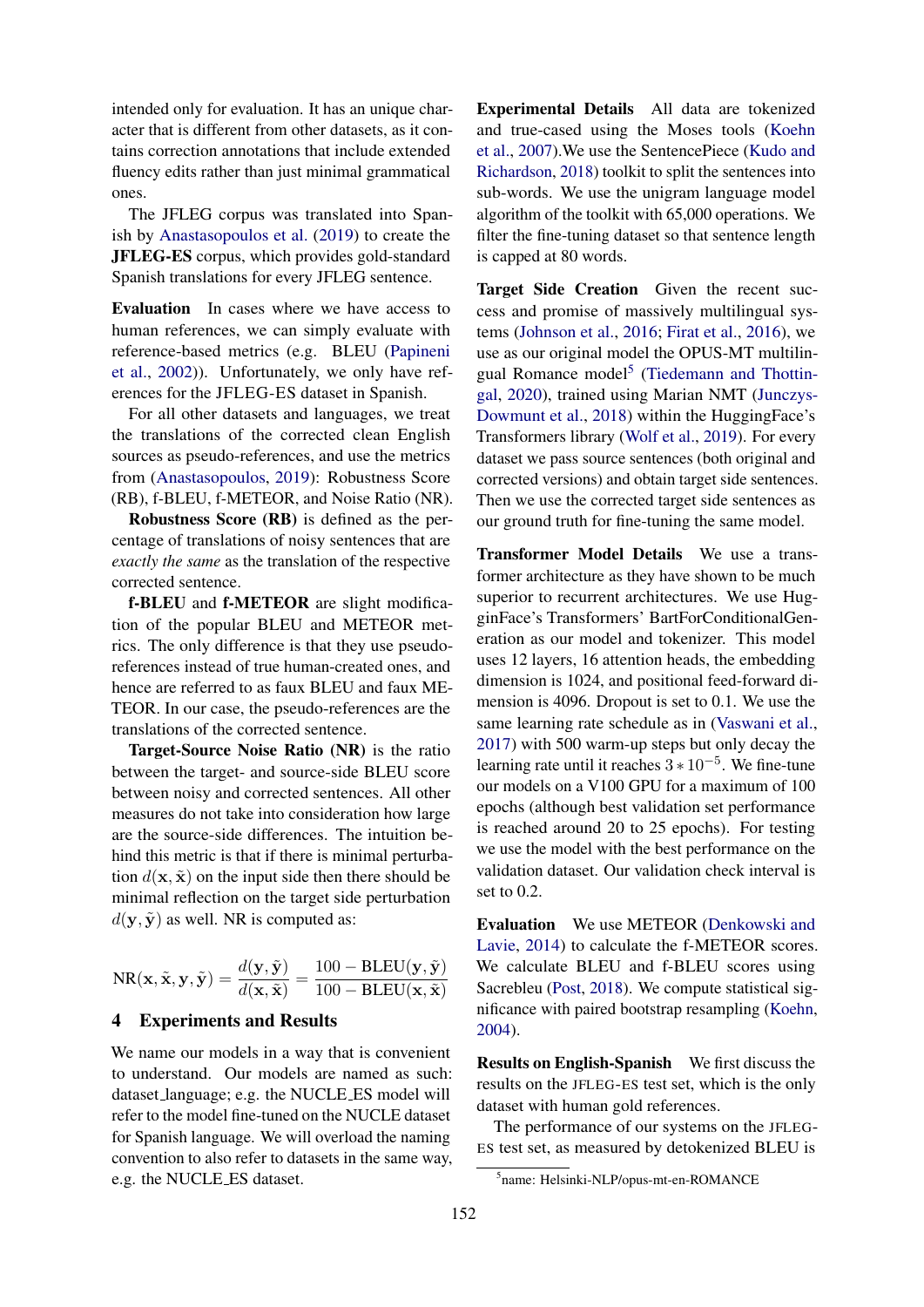intended only for evaluation. It has an unique character that is different from other datasets, as it contains correction annotations that include extended fluency edits rather than just minimal grammatical ones.

The JFLEG corpus was translated into Spanish by Anastasopoulos et al. (2019) to create the **JFLEG-ES** corpus, which provides gold-standard Spanish translations for every JFLEG sentence.

**Evaluation** In cases where we have access to human references, we can simply evaluate with reference-based metrics (e.g. BLEU (Papineni et al., 2002)). Unfortunately, we only have references for the JFLEG-ES dataset in Spanish.

For all other datasets and languages, we treat the translations of the corrected clean English sources as pseudo-references, and use the metrics from (Anastasopoulos, 2019): Robustness Score (RB), f-BLEU, f-METEOR, and Noise Ratio (NR).

**Robustness Score (RB)** is defined as the percentage of translations of noisy sentences that are *exactly the same* as the translation of the respective corrected sentence.

**f-BLEU** and **f-METEOR** are slight modification of the popular BLEU and METEOR metrics. The only difference is that they use pseudo-references instead of true human-created ones, and hence are referred to as faux BLEU and faux METEOR. In our case, the pseudo-references are the translations of the corrected sentence.

**Target-Source Noise Ratio (NR)** is the ratio between the target- and source-side BLEU score between noisy and corrected sentences. All other measures do not take into consideration how large are the source-side differences. The intuition behind this metric is that if there is minimal perturbation $d(\mathbf{x}, \tilde{\mathbf{x}})$ on the input side then there should be minimal reflection on the target side perturbation $d(\mathbf{y}, \tilde{\mathbf{y}})$ as well. NR is computed as:

$$\text{NR}(\mathbf{x}, \tilde{\mathbf{x}}, \mathbf{y}, \tilde{\mathbf{y}}) = \frac{d(\mathbf{y}, \tilde{\mathbf{y}})}{d(\mathbf{x}, \tilde{\mathbf{x}})} = \frac{100 - \text{BLEU}(\mathbf{y}, \tilde{\mathbf{y}})}{100 - \text{BLEU}(\mathbf{x}, \tilde{\mathbf{x}})}$$

## 4 Experiments and Results

We name our models in a way that is convenient to understand. Our models are named as such: dataset_language; e.g. the NUCLE_ES model will refer to the model fine-tuned on the NUCLE dataset for Spanish language. We will overload the naming convention to also refer to datasets in the same way, e.g. the NUCLE_ES dataset.

**Experimental Details** All data are tokenized and true-cased using the Moses tools (Koehn et al., 2007).We use the SentencePiece (Kudo and Richardson, 2018) toolkit to split the sentences into sub-words. We use the unigram language model algorithm of the toolkit with 65,000 operations. We filter the fine-tuning dataset so that sentence length is capped at 80 words.

**Target Side Creation** Given the recent success and promise of massively multilingual systems (Johnson et al., 2016; Firat et al., 2016), we use as our original model the OPUS-MT multilingual Romance model[5] (Tiedemann and Thottingal, 2020), trained using Marian NMT (Junczys-Dowmunt et al., 2018) within the HuggingFace's Transformers library (Wolf et al., 2019). For every dataset we pass source sentences (both original and corrected versions) and obtain target side sentences. Then we use the corrected target side sentences as our ground truth for fine-tuning the same model.

**Transformer Model Details** We use a transformer architecture as they have shown to be much superior to recurrent architectures. We use HugginFace's Transformers' BartForConditionalGeneration as our model and tokenizer. This model uses 12 layers, 16 attention heads, the embedding dimension is 1024, and positional feed-forward dimension is 4096. Dropout is set to 0.1. We use the same learning rate schedule as in (Vaswani et al., 2017) with 500 warm-up steps but only decay the learning rate until it reaches $3 * 10^{-5}$. We fine-tune our models on a V100 GPU for a maximum of 100 epochs (although best validation set performance is reached around 20 to 25 epochs). For testing we use the model with the best performance on the validation dataset. Our validation check interval is set to 0.2.

**Evaluation** We use METEOR (Denkowski and Lavie, 2014) to calculate the f-METEOR scores. We calculate BLEU and f-BLEU scores using Sacrebleu (Post, 2018). We compute statistical significance with paired bootstrap resampling (Koehn, 2004).

**Results on English-Spanish** We first discuss the results on the JFLEG-ES test set, which is the only dataset with human gold references.

The performance of our systems on the JFLEG-ES test set, as measured by detokenized BLEU is

[5] name: Helsinki-NLP/opus-mt-en-ROMANCE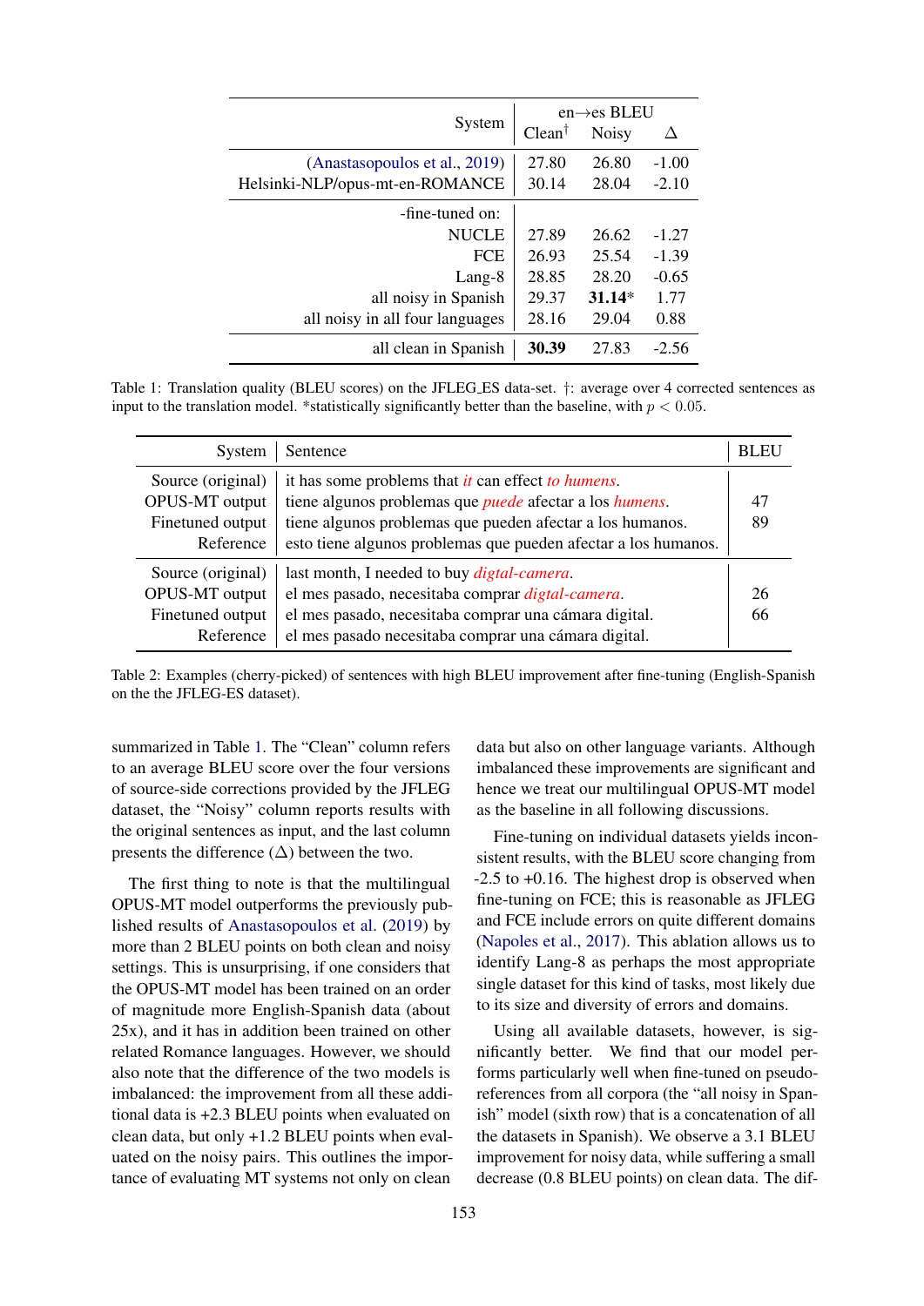| System | en→es BLEU | | |
|---|---|---|---|
| | Clean[†] | Noisy | Δ |
| (Anastasopoulos et al., 2019) | 27.80 | 26.80 | -1.00 |
| Helsinki-NLP/opus-mt-en-ROMANCE | 30.14 | 28.04 | -2.10 |
| -fine-tuned on: | | | |
| NUCLE | 27.89 | 26.62 | -1.27 |
| FCE | 26.93 | 25.54 | -1.39 |
| Lang-8 | 28.85 | 28.20 | -0.65 |
| all noisy in Spanish | 29.37 | **31.14*** | 1.77 |
| all noisy in all four languages | 28.16 | 29.04 | 0.88 |
| all clean in Spanish | **30.39** | 27.83 | -2.56 |

Table 1: Translation quality (BLEU scores) on the JFLEG_ES data-set. †: average over 4 corrected sentences as input to the translation model. *statistically significantly better than the baseline, with $p < 0.05$.

| System | Sentence | BLEU |
|---|---|---|
| Source (original) | it has some problems that *it* can effect *to humens*. | |
| OPUS-MT output | tiene algunos problemas que *puede* afectar a los *humens*. | 47 |
| Finetuned output | tiene algunos problemas que pueden afectar a los humanos. | 89 |
| Reference | esto tiene algunos problemas que pueden afectar a los humanos. | |
| Source (original) | last month, I needed to buy *digtal-camera*. | |
| OPUS-MT output | el mes pasado, necesitaba comprar *digtal-camera*. | 26 |
| Finetuned output | el mes pasado, necesitaba comprar una cámara digital. | 66 |
| Reference | el mes pasado necesitaba comprar una cámara digital. | |

Table 2: Examples (cherry-picked) of sentences with high BLEU improvement after fine-tuning (English-Spanish on the the JFLEG-ES dataset).

summarized in Table 1. The "Clean" column refers to an average BLEU score over the four versions of source-side corrections provided by the JFLEG dataset, the "Noisy" column reports results with the original sentences as input, and the last column presents the difference (Δ) between the two.

The first thing to note is that the multilingual OPUS-MT model outperforms the previously published results of Anastasopoulos et al. (2019) by more than 2 BLEU points on both clean and noisy settings. This is unsurprising, if one considers that the OPUS-MT model has been trained on an order of magnitude more English-Spanish data (about 25x), and it has in addition been trained on other related Romance languages. However, we should also note that the difference of the two models is imbalanced: the improvement from all these additional data is +2.3 BLEU points when evaluated on clean data, but only +1.2 BLEU points when evaluated on the noisy pairs. This outlines the importance of evaluating MT systems not only on clean data but also on other language variants. Although imbalanced these improvements are significant and hence we treat our multilingual OPUS-MT model as the baseline in all following discussions.

Fine-tuning on individual datasets yields inconsistent results, with the BLEU score changing from -2.5 to +0.16. The highest drop is observed when fine-tuning on FCE; this is reasonable as JFLEG and FCE include errors on quite different domains (Napoles et al., 2017). This ablation allows us to identify Lang-8 as perhaps the most appropriate single dataset for this kind of tasks, most likely due to its size and diversity of errors and domains.

Using all available datasets, however, is significantly better. We find that our model performs particularly well when fine-tuned on pseudo-references from all corpora (the "all noisy in Spanish" model (sixth row) that is a concatenation of all the datasets in Spanish). We observe a 3.1 BLEU improvement for noisy data, while suffering a small decrease (0.8 BLEU points) on clean data. The dif-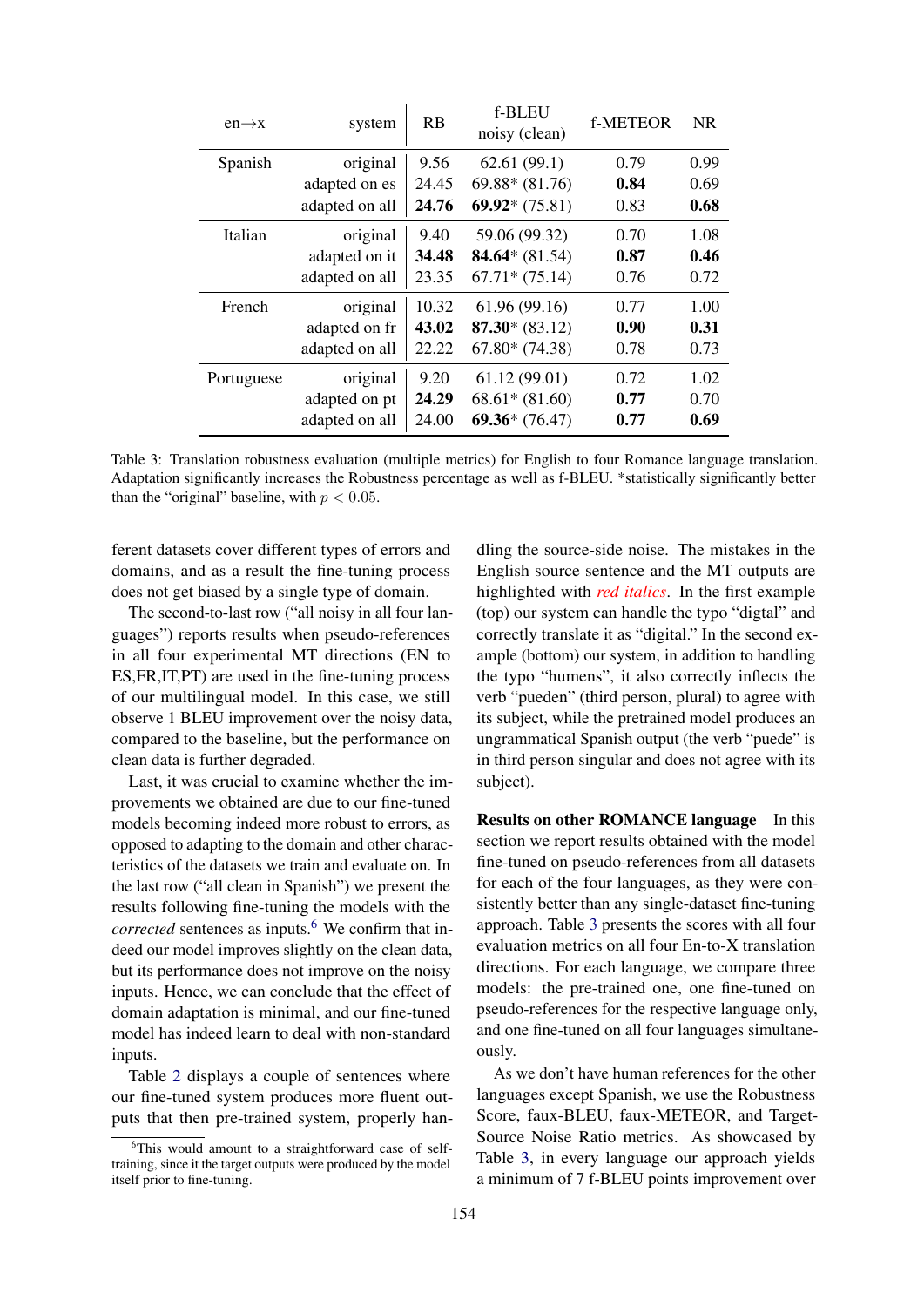| en→x | system | RB | f-BLEU noisy (clean) | f-METEOR | NR |
|---|---|---|---|---|---|
| Spanish | original | 9.56 | 62.61 (99.1) | 0.79 | 0.99 |
| | adapted on es | 24.45 | 69.88* (81.76) | **0.84** | 0.69 |
| | adapted on all | **24.76** | **69.92*** (75.81) | 0.83 | **0.68** |
| Italian | original | 9.40 | 59.06 (99.32) | 0.70 | 1.08 |
| | adapted on it | **34.48** | **84.64*** (81.54) | **0.87** | **0.46** |
| | adapted on all | 23.35 | 67.71* (75.14) | 0.76 | 0.72 |
| French | original | 10.32 | 61.96 (99.16) | 0.77 | 1.00 |
| | adapted on fr | **43.02** | **87.30*** (83.12) | **0.90** | **0.31** |
| | adapted on all | 22.22 | 67.80* (74.38) | 0.78 | 0.73 |
| Portuguese | original | 9.20 | 61.12 (99.01) | 0.72 | 1.02 |
| | adapted on pt | **24.29** | 68.61* (81.60) | **0.77** | 0.70 |
| | adapted on all | 24.00 | **69.36*** (76.47) | **0.77** | **0.69** |

Table 3: Translation robustness evaluation (multiple metrics) for English to four Romance language translation. Adaptation significantly increases the Robustness percentage as well as f-BLEU. *statistically significantly better than the "original" baseline, with $p < 0.05$.

ferent datasets cover different types of errors and domains, and as a result the fine-tuning process does not get biased by a single type of domain.

The second-to-last row ("all noisy in all four languages") reports results when pseudo-references in all four experimental MT directions (EN to ES,FR,IT,PT) are used in the fine-tuning process of our multilingual model. In this case, we still observe 1 BLEU improvement over the noisy data, compared to the baseline, but the performance on clean data is further degraded.

Last, it was crucial to examine whether the improvements we obtained are due to our fine-tuned models becoming indeed more robust to errors, as opposed to adapting to the domain and other characteristics of the datasets we train and evaluate on. In the last row ("all clean in Spanish") we present the results following fine-tuning the models with the *corrected* sentences as inputs.[6] We confirm that indeed our model improves slightly on the clean data, but its performance does not improve on the noisy inputs. Hence, we can conclude that the effect of domain adaptation is minimal, and our fine-tuned model has indeed learn to deal with non-standard inputs.

Table 2 displays a couple of sentences where our fine-tuned system produces more fluent outputs that then pre-trained system, properly handling the source-side noise. The mistakes in the English source sentence and the MT outputs are highlighted with *red italics*. In the first example (top) our system can handle the typo "digtal" and correctly translate it as "digital." In the second example (bottom) our system, in addition to handling the typo "humens", it also correctly inflects the verb "pueden" (third person, plural) to agree with its subject, while the pretrained model produces an ungrammatical Spanish output (the verb "puede" is in third person singular and does not agree with its subject).

**Results on other ROMANCE language** In this section we report results obtained with the model fine-tuned on pseudo-references from all datasets for each of the four languages, as they were consistently better than any single-dataset fine-tuning approach. Table 3 presents the scores with all four evaluation metrics on all four En-to-X translation directions. For each language, we compare three models: the pre-trained one, one fine-tuned on pseudo-references for the respective language only, and one fine-tuned on all four languages simultaneously.

As we don't have human references for the other languages except Spanish, we use the Robustness Score, faux-BLEU, faux-METEOR, and Target-Source Noise Ratio metrics. As showcased by Table 3, in every language our approach yields a minimum of 7 f-BLEU points improvement over

[6] This would amount to a straightforward case of self-training, since it the target outputs were produced by the model itself prior to fine-tuning.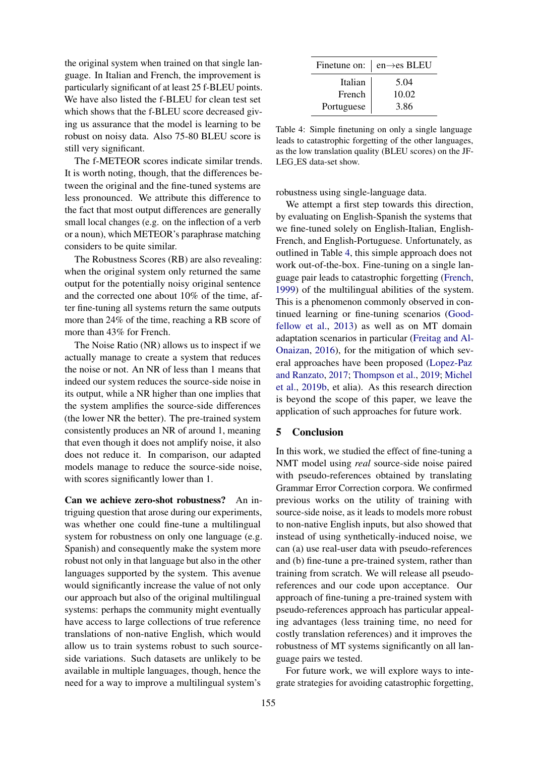the original system when trained on that single language. In Italian and French, the improvement is particularly significant of at least 25 f-BLEU points. We have also listed the f-BLEU for clean test set which shows that the f-BLEU score decreased giving us assurance that the model is learning to be robust on noisy data. Also 75-80 BLEU score is still very significant.

The f-METEOR scores indicate similar trends. It is worth noting, though, that the differences between the original and the fine-tuned systems are less pronounced. We attribute this difference to the fact that most output differences are generally small local changes (e.g. on the inflection of a verb or a noun), which METEOR's paraphrase matching considers to be quite similar.

The Robustness Scores (RB) are also revealing: when the original system only returned the same output for the potentially noisy original sentence and the corrected one about 10% of the time, after fine-tuning all systems return the same outputs more than 24% of the time, reaching a RB score of more than 43% for French.

The Noise Ratio (NR) allows us to inspect if we actually manage to create a system that reduces the noise or not. An NR of less than 1 means that indeed our system reduces the source-side noise in its output, while a NR higher than one implies that the system amplifies the source-side differences (the lower NR the better). The pre-trained system consistently produces an NR of around 1, meaning that even though it does not amplify noise, it also does not reduce it. In comparison, our adapted models manage to reduce the source-side noise, with scores significantly lower than 1.

**Can we achieve zero-shot robustness?** An intriguing question that arose during our experiments, was whether one could fine-tune a multilingual system for robustness on only one language (e.g. Spanish) and consequently make the system more robust not only in that language but also in the other languages supported by the system. This avenue would significantly increase the value of not only our approach but also of the original multilingual systems: perhaps the community might eventually have access to large collections of true reference translations of non-native English, which would allow us to train systems robust to such source-side variations. Such datasets are unlikely to be available in multiple languages, though, hence the need for a way to improve a multilingual system's robustness using single-language data.

| Finetune on: | en→es BLEU |
|---|---|
| Italian | 5.04 |
| French | 10.02 |
| Portuguese | 3.86 |

Table 4: Simple finetuning on only a single language leads to catastrophic forgetting of the other languages, as the low translation quality (BLEU scores) on the JFLEG_ES data-set show.

We attempt a first step towards this direction, by evaluating on English-Spanish the systems that we fine-tuned solely on English-Italian, English-French, and English-Portuguese. Unfortunately, as outlined in Table 4, this simple approach does not work out-of-the-box. Fine-tuning on a single language pair leads to catastrophic forgetting (French, 1999) of the multilingual abilities of the system. This is a phenomenon commonly observed in continued learning or fine-tuning scenarios (Goodfellow et al., 2013) as well as on MT domain adaptation scenarios in particular (Freitag and Al-Onaizan, 2016), for the mitigation of which several approaches have been proposed (Lopez-Paz and Ranzato, 2017; Thompson et al., 2019; Michel et al., 2019b, et alia). As this research direction is beyond the scope of this paper, we leave the application of such approaches for future work.

## 5 Conclusion

In this work, we studied the effect of fine-tuning a NMT model using *real* source-side noise paired with pseudo-references obtained by translating Grammar Error Correction corpora. We confirmed previous works on the utility of training with source-side noise, as it leads to models more robust to non-native English inputs, but also showed that instead of using synthetically-induced noise, we can (a) use real-user data with pseudo-references and (b) fine-tune a pre-trained system, rather than training from scratch. We will release all pseudo-references and our code upon acceptance. Our approach of fine-tuning a pre-trained system with pseudo-references approach has particular appealing advantages (less training time, no need for costly translation references) and it improves the robustness of MT systems significantly on all language pairs we tested.

For future work, we will explore ways to integrate strategies for avoiding catastrophic forgetting,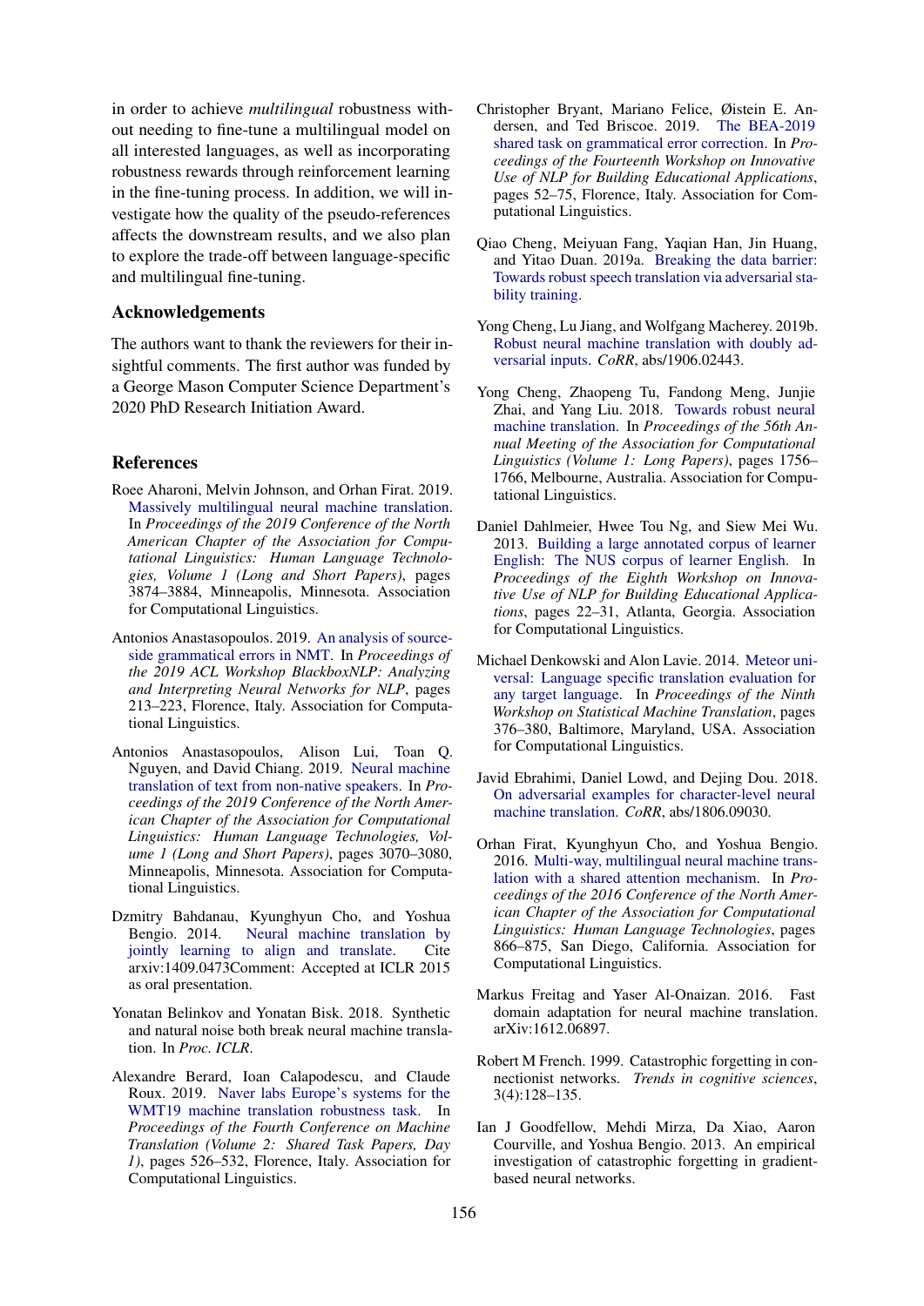in order to achieve *multilingual* robustness without needing to fine-tune a multilingual model on all interested languages, as well as incorporating robustness rewards through reinforcement learning in the fine-tuning process. In addition, we will investigate how the quality of the pseudo-references affects the downstream results, and we also plan to explore the trade-off between language-specific and multilingual fine-tuning.

## Acknowledgements

The authors want to thank the reviewers for their insightful comments. The first author was funded by a George Mason Computer Science Department's 2020 PhD Research Initiation Award.

## References

Roee Aharoni, Melvin Johnson, and Orhan Firat. 2019. Massively multilingual neural machine translation. In *Proceedings of the 2019 Conference of the North American Chapter of the Association for Computational Linguistics: Human Language Technologies, Volume 1 (Long and Short Papers)*, pages 3874–3884, Minneapolis, Minnesota. Association for Computational Linguistics.

Antonios Anastasopoulos. 2019. An analysis of source-side grammatical errors in NMT. In *Proceedings of the 2019 ACL Workshop BlackboxNLP: Analyzing and Interpreting Neural Networks for NLP*, pages 213–223, Florence, Italy. Association for Computational Linguistics.

Antonios Anastasopoulos, Alison Lui, Toan Q. Nguyen, and David Chiang. 2019. Neural machine translation of text from non-native speakers. In *Proceedings of the 2019 Conference of the North American Chapter of the Association for Computational Linguistics: Human Language Technologies, Volume 1 (Long and Short Papers)*, pages 3070–3080, Minneapolis, Minnesota. Association for Computational Linguistics.

Dzmitry Bahdanau, Kyunghyun Cho, and Yoshua Bengio. 2014. Neural machine translation by jointly learning to align and translate. Cite arxiv:1409.0473Comment: Accepted at ICLR 2015 as oral presentation.

Yonatan Belinkov and Yonatan Bisk. 2018. Synthetic and natural noise both break neural machine translation. In *Proc. ICLR*.

Alexandre Berard, Ioan Calapodescu, and Claude Roux. 2019. Naver labs Europe's systems for the WMT19 machine translation robustness task. In *Proceedings of the Fourth Conference on Machine Translation (Volume 2: Shared Task Papers, Day 1)*, pages 526–532, Florence, Italy. Association for Computational Linguistics.

Christopher Bryant, Mariano Felice, Øistein E. Andersen, and Ted Briscoe. 2019. The BEA-2019 shared task on grammatical error correction. In *Proceedings of the Fourteenth Workshop on Innovative Use of NLP for Building Educational Applications*, pages 52–75, Florence, Italy. Association for Computational Linguistics.

Qiao Cheng, Meiyuan Fang, Yaqian Han, Jin Huang, and Yitao Duan. 2019a. Breaking the data barrier: Towards robust speech translation via adversarial stability training.

Yong Cheng, Lu Jiang, and Wolfgang Macherey. 2019b. Robust neural machine translation with doubly adversarial inputs. *CoRR*, abs/1906.02443.

Yong Cheng, Zhaopeng Tu, Fandong Meng, Junjie Zhai, and Yang Liu. 2018. Towards robust neural machine translation. In *Proceedings of the 56th Annual Meeting of the Association for Computational Linguistics (Volume 1: Long Papers)*, pages 1756–1766, Melbourne, Australia. Association for Computational Linguistics.

Daniel Dahlmeier, Hwee Tou Ng, and Siew Mei Wu. 2013. Building a large annotated corpus of learner English: The NUS corpus of learner English. In *Proceedings of the Eighth Workshop on Innovative Use of NLP for Building Educational Applications*, pages 22–31, Atlanta, Georgia. Association for Computational Linguistics.

Michael Denkowski and Alon Lavie. 2014. Meteor universal: Language specific translation evaluation for any target language. In *Proceedings of the Ninth Workshop on Statistical Machine Translation*, pages 376–380, Baltimore, Maryland, USA. Association for Computational Linguistics.

Javid Ebrahimi, Daniel Lowd, and Dejing Dou. 2018. On adversarial examples for character-level neural machine translation. *CoRR*, abs/1806.09030.

Orhan Firat, Kyunghyun Cho, and Yoshua Bengio. 2016. Multi-way, multilingual neural machine translation with a shared attention mechanism. In *Proceedings of the 2016 Conference of the North American Chapter of the Association for Computational Linguistics: Human Language Technologies*, pages 866–875, San Diego, California. Association for Computational Linguistics.

Markus Freitag and Yaser Al-Onaizan. 2016. Fast domain adaptation for neural machine translation. arXiv:1612.06897.

Robert M French. 1999. Catastrophic forgetting in connectionist networks. *Trends in cognitive sciences*, 3(4):128–135.

Ian J Goodfellow, Mehdi Mirza, Da Xiao, Aaron Courville, and Yoshua Bengio. 2013. An empirical investigation of catastrophic forgetting in gradient-based neural networks.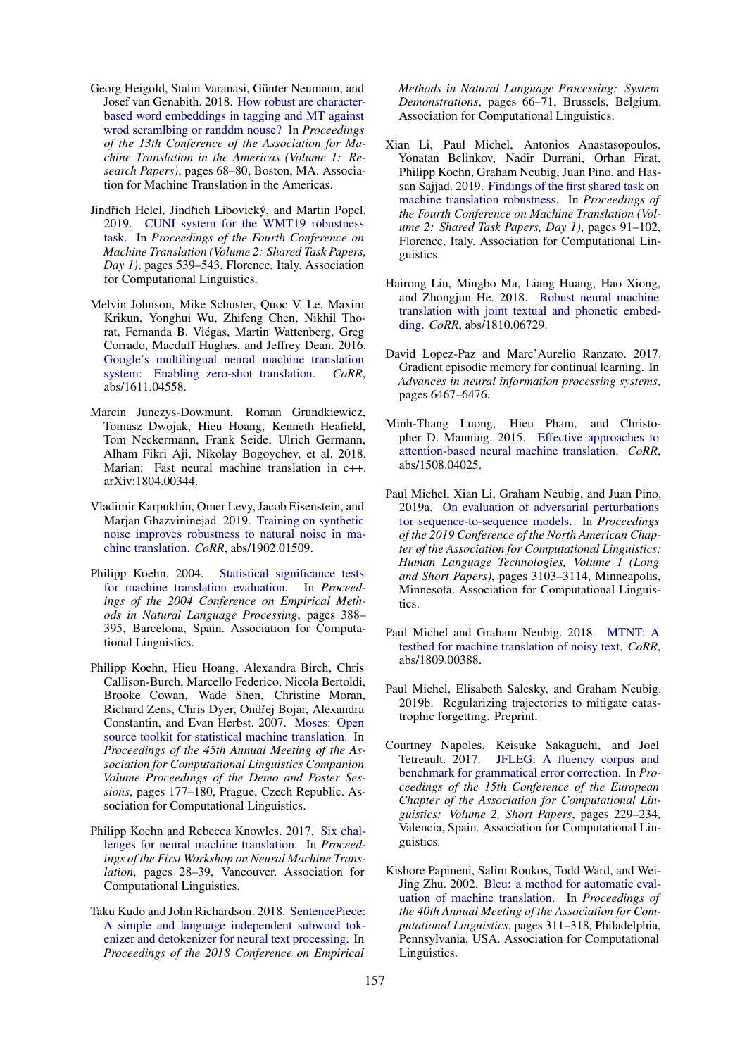Georg Heigold, Stalin Varanasi, Günter Neumann, and Josef van Genabith. 2018. How robust are character-based word embeddings in tagging and MT against wrod scramlbing or randdm nouse? In *Proceedings of the 13th Conference of the Association for Machine Translation in the Americas (Volume 1: Research Papers)*, pages 68–80, Boston, MA. Association for Machine Translation in the Americas.

Jindřich Helcl, Jindřich Libovický, and Martin Popel. 2019. CUNI system for the WMT19 robustness task. In *Proceedings of the Fourth Conference on Machine Translation (Volume 2: Shared Task Papers, Day 1)*, pages 539–543, Florence, Italy. Association for Computational Linguistics.

Melvin Johnson, Mike Schuster, Quoc V. Le, Maxim Krikun, Yonghui Wu, Zhifeng Chen, Nikhil Thorat, Fernanda B. Viégas, Martin Wattenberg, Greg Corrado, Macduff Hughes, and Jeffrey Dean. 2016. Google's multilingual neural machine translation system: Enabling zero-shot translation. *CoRR*, abs/1611.04558.

Marcin Junczys-Dowmunt, Roman Grundkiewicz, Tomasz Dwojak, Hieu Hoang, Kenneth Heafield, Tom Neckermann, Frank Seide, Ulrich Germann, Alham Fikri Aji, Nikolay Bogoychev, et al. 2018. Marian: Fast neural machine translation in c++. arXiv:1804.00344.

Vladimir Karpukhin, Omer Levy, Jacob Eisenstein, and Marjan Ghazvininejad. 2019. Training on synthetic noise improves robustness to natural noise in machine translation. *CoRR*, abs/1902.01509.

Philipp Koehn. 2004. Statistical significance tests for machine translation evaluation. In *Proceedings of the 2004 Conference on Empirical Methods in Natural Language Processing*, pages 388–395, Barcelona, Spain. Association for Computational Linguistics.

Philipp Koehn, Hieu Hoang, Alexandra Birch, Chris Callison-Burch, Marcello Federico, Nicola Bertoldi, Brooke Cowan, Wade Shen, Christine Moran, Richard Zens, Chris Dyer, Ondřej Bojar, Alexandra Constantin, and Evan Herbst. 2007. Moses: Open source toolkit for statistical machine translation. In *Proceedings of the 45th Annual Meeting of the Association for Computational Linguistics Companion Volume Proceedings of the Demo and Poster Sessions*, pages 177–180, Prague, Czech Republic. Association for Computational Linguistics.

Philipp Koehn and Rebecca Knowles. 2017. Six challenges for neural machine translation. In *Proceedings of the First Workshop on Neural Machine Translation*, pages 28–39, Vancouver. Association for Computational Linguistics.

Taku Kudo and John Richardson. 2018. SentencePiece: A simple and language independent subword tokenizer and detokenizer for neural text processing. In *Proceedings of the 2018 Conference on Empirical Methods in Natural Language Processing: System Demonstrations*, pages 66–71, Brussels, Belgium. Association for Computational Linguistics.

Xian Li, Paul Michel, Antonios Anastasopoulos, Yonatan Belinkov, Nadir Durrani, Orhan Firat, Philipp Koehn, Graham Neubig, Juan Pino, and Hassan Sajjad. 2019. Findings of the first shared task on machine translation robustness. In *Proceedings of the Fourth Conference on Machine Translation (Volume 2: Shared Task Papers, Day 1)*, pages 91–102, Florence, Italy. Association for Computational Linguistics.

Hairong Liu, Mingbo Ma, Liang Huang, Hao Xiong, and Zhongjun He. 2018. Robust neural machine translation with joint textual and phonetic embedding. *CoRR*, abs/1810.06729.

David Lopez-Paz and Marc'Aurelio Ranzato. 2017. Gradient episodic memory for continual learning. In *Advances in neural information processing systems*, pages 6467–6476.

Minh-Thang Luong, Hieu Pham, and Christopher D. Manning. 2015. Effective approaches to attention-based neural machine translation. *CoRR*, abs/1508.04025.

Paul Michel, Xian Li, Graham Neubig, and Juan Pino. 2019a. On evaluation of adversarial perturbations for sequence-to-sequence models. In *Proceedings of the 2019 Conference of the North American Chapter of the Association for Computational Linguistics: Human Language Technologies, Volume 1 (Long and Short Papers)*, pages 3103–3114, Minneapolis, Minnesota. Association for Computational Linguistics.

Paul Michel and Graham Neubig. 2018. MTNT: A testbed for machine translation of noisy text. *CoRR*, abs/1809.00388.

Paul Michel, Elisabeth Salesky, and Graham Neubig. 2019b. Regularizing trajectories to mitigate catastrophic forgetting. Preprint.

Courtney Napoles, Keisuke Sakaguchi, and Joel Tetreault. 2017. JFLEG: A fluency corpus and benchmark for grammatical error correction. In *Proceedings of the 15th Conference of the European Chapter of the Association for Computational Linguistics: Volume 2, Short Papers*, pages 229–234, Valencia, Spain. Association for Computational Linguistics.

Kishore Papineni, Salim Roukos, Todd Ward, and Wei-Jing Zhu. 2002. Bleu: a method for automatic evaluation of machine translation. In *Proceedings of the 40th Annual Meeting of the Association for Computational Linguistics*, pages 311–318, Philadelphia, Pennsylvania, USA. Association for Computational Linguistics.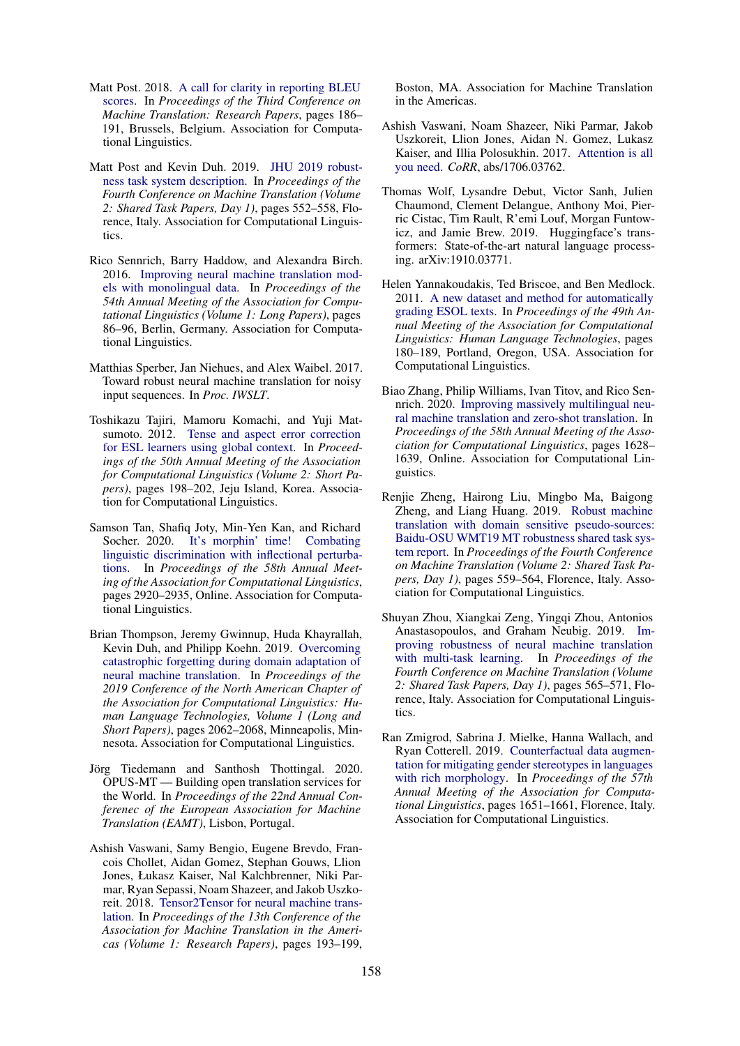Matt Post. 2018. A call for clarity in reporting BLEU scores. In *Proceedings of the Third Conference on Machine Translation: Research Papers*, pages 186–191, Brussels, Belgium. Association for Computational Linguistics.

Matt Post and Kevin Duh. 2019. JHU 2019 robustness task system description. In *Proceedings of the Fourth Conference on Machine Translation (Volume 2: Shared Task Papers, Day 1)*, pages 552–558, Florence, Italy. Association for Computational Linguistics.

Rico Sennrich, Barry Haddow, and Alexandra Birch. 2016. Improving neural machine translation models with monolingual data. In *Proceedings of the 54th Annual Meeting of the Association for Computational Linguistics (Volume 1: Long Papers)*, pages 86–96, Berlin, Germany. Association for Computational Linguistics.

Matthias Sperber, Jan Niehues, and Alex Waibel. 2017. Toward robust neural machine translation for noisy input sequences. In *Proc. IWSLT*.

Toshikazu Tajiri, Mamoru Komachi, and Yuji Matsumoto. 2012. Tense and aspect error correction for ESL learners using global context. In *Proceedings of the 50th Annual Meeting of the Association for Computational Linguistics (Volume 2: Short Papers)*, pages 198–202, Jeju Island, Korea. Association for Computational Linguistics.

Samson Tan, Shafiq Joty, Min-Yen Kan, and Richard Socher. 2020. It's morphin' time! Combating linguistic discrimination with inflectional perturbations. In *Proceedings of the 58th Annual Meeting of the Association for Computational Linguistics*, pages 2920–2935, Online. Association for Computational Linguistics.

Brian Thompson, Jeremy Gwinnup, Huda Khayrallah, Kevin Duh, and Philipp Koehn. 2019. Overcoming catastrophic forgetting during domain adaptation of neural machine translation. In *Proceedings of the 2019 Conference of the North American Chapter of the Association for Computational Linguistics: Human Language Technologies, Volume 1 (Long and Short Papers)*, pages 2062–2068, Minneapolis, Minnesota. Association for Computational Linguistics.

Jörg Tiedemann and Santhosh Thottingal. 2020. OPUS-MT — Building open translation services for the World. In *Proceedings of the 22nd Annual Conferenec of the European Association for Machine Translation (EAMT)*, Lisbon, Portugal.

Ashish Vaswani, Samy Bengio, Eugene Brevdo, Francois Chollet, Aidan Gomez, Stephan Gouws, Llion Jones, Łukasz Kaiser, Nal Kalchbrenner, Niki Parmar, Ryan Sepassi, Noam Shazeer, and Jakob Uszkoreit. 2018. Tensor2Tensor for neural machine translation. In *Proceedings of the 13th Conference of the Association for Machine Translation in the Americas (Volume 1: Research Papers)*, pages 193–199, Boston, MA. Association for Machine Translation in the Americas.

Ashish Vaswani, Noam Shazeer, Niki Parmar, Jakob Uszkoreit, Llion Jones, Aidan N. Gomez, Lukasz Kaiser, and Illia Polosukhin. 2017. Attention is all you need. *CoRR*, abs/1706.03762.

Thomas Wolf, Lysandre Debut, Victor Sanh, Julien Chaumond, Clement Delangue, Anthony Moi, Pierric Cistac, Tim Rault, R'emi Louf, Morgan Funtowicz, and Jamie Brew. 2019. Huggingface's transformers: State-of-the-art natural language processing. arXiv:1910.03771.

Helen Yannakoudakis, Ted Briscoe, and Ben Medlock. 2011. A new dataset and method for automatically grading ESOL texts. In *Proceedings of the 49th Annual Meeting of the Association for Computational Linguistics: Human Language Technologies*, pages 180–189, Portland, Oregon, USA. Association for Computational Linguistics.

Biao Zhang, Philip Williams, Ivan Titov, and Rico Sennrich. 2020. Improving massively multilingual neural machine translation and zero-shot translation. In *Proceedings of the 58th Annual Meeting of the Association for Computational Linguistics*, pages 1628–1639, Online. Association for Computational Linguistics.

Renjie Zheng, Hairong Liu, Mingbo Ma, Baigong Zheng, and Liang Huang. 2019. Robust machine translation with domain sensitive pseudo-sources: Baidu-OSU WMT19 MT robustness shared task system report. In *Proceedings of the Fourth Conference on Machine Translation (Volume 2: Shared Task Papers, Day 1)*, pages 559–564, Florence, Italy. Association for Computational Linguistics.

Shuyan Zhou, Xiangkai Zeng, Yingqi Zhou, Antonios Anastasopoulos, and Graham Neubig. 2019. Improving robustness of neural machine translation with multi-task learning. In *Proceedings of the Fourth Conference on Machine Translation (Volume 2: Shared Task Papers, Day 1)*, pages 565–571, Florence, Italy. Association for Computational Linguistics.

Ran Zmigrod, Sabrina J. Mielke, Hanna Wallach, and Ryan Cotterell. 2019. Counterfactual data augmentation for mitigating gender stereotypes in languages with rich morphology. In *Proceedings of the 57th Annual Meeting of the Association for Computational Linguistics*, pages 1651–1661, Florence, Italy. Association for Computational Linguistics.